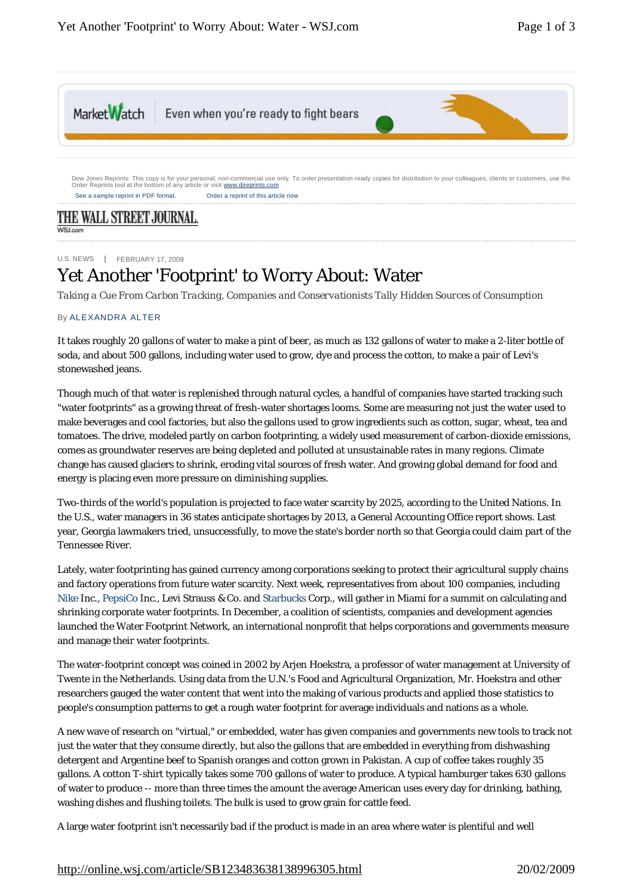Dow Jones Reprints: This copy is for your personal, non-commercial use only. To order presentation-ready copies for distribution to your colleagues, clients or customers, use the Order Reprints tool at the bottom of any article or visit www.djreprints.com

See a sample reprint in PDF format. Order a reprint of this article now

THE WALL STREET JOURNAL.
WSJ.com

U.S. NEWS | FEBRUARY 17, 2009

# Yet Another 'Footprint' to Worry About: Water

*Taking a Cue From Carbon Tracking, Companies and Conservationists Tally Hidden Sources of Consumption*

By ALEXANDRA ALTER

It takes roughly 20 gallons of water to make a pint of beer, as much as 132 gallons of water to make a 2-liter bottle of soda, and about 500 gallons, including water used to grow, dye and process the cotton, to make a pair of Levi's stonewashed jeans.

Though much of that water is replenished through natural cycles, a handful of companies have started tracking such "water footprints" as a growing threat of fresh-water shortages looms. Some are measuring not just the water used to make beverages and cool factories, but also the gallons used to grow ingredients such as cotton, sugar, wheat, tea and tomatoes. The drive, modeled partly on carbon footprinting, a widely used measurement of carbon-dioxide emissions, comes as groundwater reserves are being depleted and polluted at unsustainable rates in many regions. Climate change has caused glaciers to shrink, eroding vital sources of fresh water. And growing global demand for food and energy is placing even more pressure on diminishing supplies.

Two-thirds of the world's population is projected to face water scarcity by 2025, according to the United Nations. In the U.S., water managers in 36 states anticipate shortages by 2013, a General Accounting Office report shows. Last year, Georgia lawmakers tried, unsuccessfully, to move the state's border north so that Georgia could claim part of the Tennessee River.

Lately, water footprinting has gained currency among corporations seeking to protect their agricultural supply chains and factory operations from future water scarcity. Next week, representatives from about 100 companies, including Nike Inc., PepsiCo Inc., Levi Strauss & Co. and Starbucks Corp., will gather in Miami for a summit on calculating and shrinking corporate water footprints. In December, a coalition of scientists, companies and development agencies launched the Water Footprint Network, an international nonprofit that helps corporations and governments measure and manage their water footprints.

The water-footprint concept was coined in 2002 by Arjen Hoekstra, a professor of water management at University of Twente in the Netherlands. Using data from the U.N.'s Food and Agricultural Organization, Mr. Hoekstra and other researchers gauged the water content that went into the making of various products and applied those statistics to people's consumption patterns to get a rough water footprint for average individuals and nations as a whole.

A new wave of research on "virtual," or embedded, water has given companies and governments new tools to track not just the water that they consume directly, but also the gallons that are embedded in everything from dishwashing detergent and Argentine beef to Spanish oranges and cotton grown in Pakistan. A cup of coffee takes roughly 35 gallons. A cotton T-shirt typically takes some 700 gallons of water to produce. A typical hamburger takes 630 gallons of water to produce -- more than three times the amount the average American uses every day for drinking, bathing, washing dishes and flushing toilets. The bulk is used to grow grain for cattle feed.

A large water footprint isn't necessarily bad if the product is made in an area where water is plentiful and well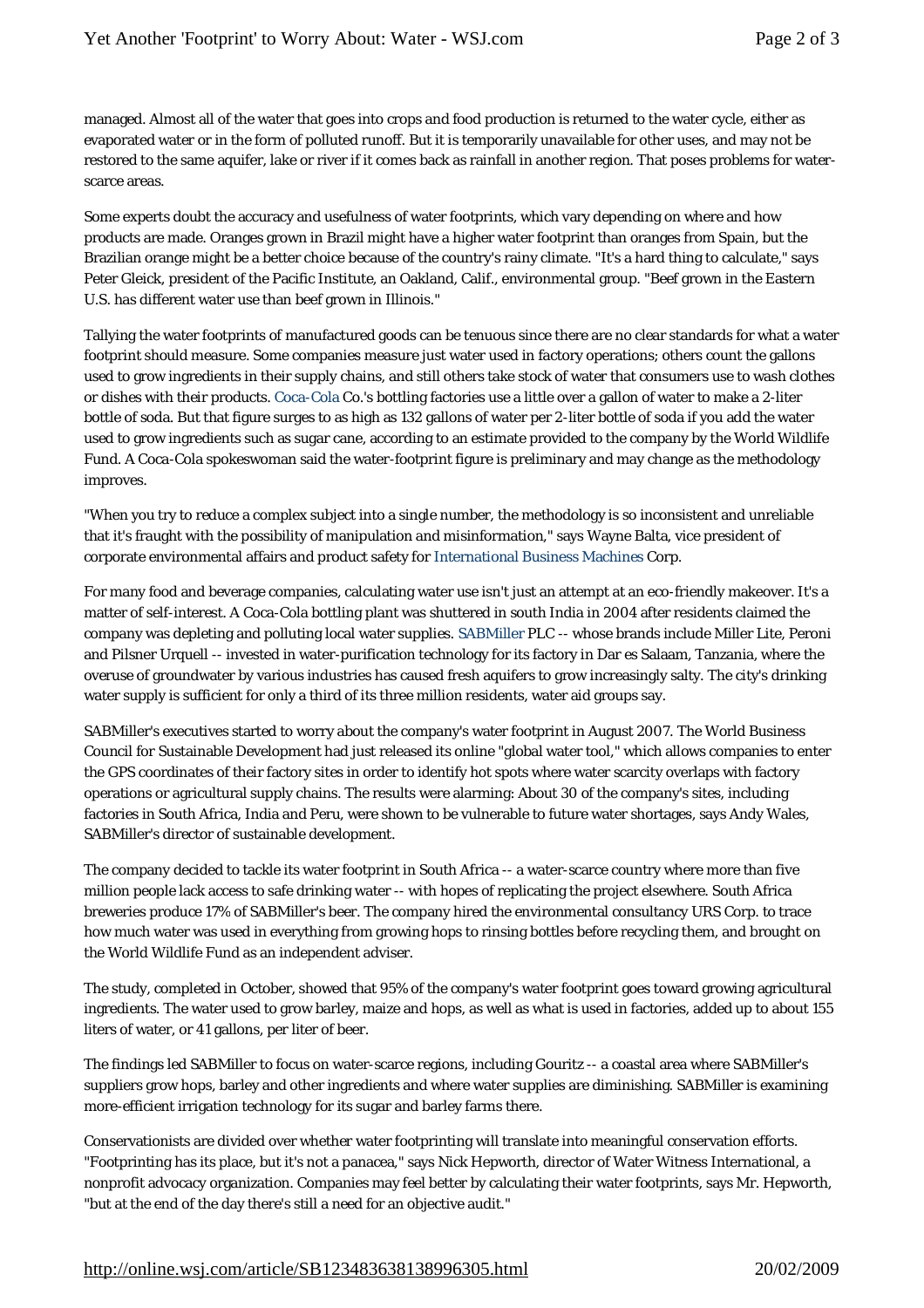managed. Almost all of the water that goes into crops and food production is returned to the water cycle, either as evaporated water or in the form of polluted runoff. But it is temporarily unavailable for other uses, and may not be restored to the same aquifer, lake or river if it comes back as rainfall in another region. That poses problems for water-scarce areas.

Some experts doubt the accuracy and usefulness of water footprints, which vary depending on where and how products are made. Oranges grown in Brazil might have a higher water footprint than oranges from Spain, but the Brazilian orange might be a better choice because of the country's rainy climate. "It's a hard thing to calculate," says Peter Gleick, president of the Pacific Institute, an Oakland, Calif., environmental group. "Beef grown in the Eastern U.S. has different water use than beef grown in Illinois."

Tallying the water footprints of manufactured goods can be tenuous since there are no clear standards for what a water footprint should measure. Some companies measure just water used in factory operations; others count the gallons used to grow ingredients in their supply chains, and still others take stock of water that consumers use to wash clothes or dishes with their products. Coca-Cola Co.'s bottling factories use a little over a gallon of water to make a 2-liter bottle of soda. But that figure surges to as high as 132 gallons of water per 2-liter bottle of soda if you add the water used to grow ingredients such as sugar cane, according to an estimate provided to the company by the World Wildlife Fund. A Coca-Cola spokeswoman said the water-footprint figure is preliminary and may change as the methodology improves.

"When you try to reduce a complex subject into a single number, the methodology is so inconsistent and unreliable that it's fraught with the possibility of manipulation and misinformation," says Wayne Balta, vice president of corporate environmental affairs and product safety for International Business Machines Corp.

For many food and beverage companies, calculating water use isn't just an attempt at an eco-friendly makeover. It's a matter of self-interest. A Coca-Cola bottling plant was shuttered in south India in 2004 after residents claimed the company was depleting and polluting local water supplies. SABMiller PLC -- whose brands include Miller Lite, Peroni and Pilsner Urquell -- invested in water-purification technology for its factory in Dar es Salaam, Tanzania, where the overuse of groundwater by various industries has caused fresh aquifers to grow increasingly salty. The city's drinking water supply is sufficient for only a third of its three million residents, water aid groups say.

SABMiller's executives started to worry about the company's water footprint in August 2007. The World Business Council for Sustainable Development had just released its online "global water tool," which allows companies to enter the GPS coordinates of their factory sites in order to identify hot spots where water scarcity overlaps with factory operations or agricultural supply chains. The results were alarming: About 30 of the company's sites, including factories in South Africa, India and Peru, were shown to be vulnerable to future water shortages, says Andy Wales, SABMiller's director of sustainable development.

The company decided to tackle its water footprint in South Africa -- a water-scarce country where more than five million people lack access to safe drinking water -- with hopes of replicating the project elsewhere. South Africa breweries produce 17% of SABMiller's beer. The company hired the environmental consultancy URS Corp. to trace how much water was used in everything from growing hops to rinsing bottles before recycling them, and brought on the World Wildlife Fund as an independent adviser.

The study, completed in October, showed that 95% of the company's water footprint goes toward growing agricultural ingredients. The water used to grow barley, maize and hops, as well as what is used in factories, added up to about 155 liters of water, or 41 gallons, per liter of beer.

The findings led SABMiller to focus on water-scarce regions, including Gouritz -- a coastal area where SABMiller's suppliers grow hops, barley and other ingredients and where water supplies are diminishing. SABMiller is examining more-efficient irrigation technology for its sugar and barley farms there.

Conservationists are divided over whether water footprinting will translate into meaningful conservation efforts. "Footprinting has its place, but it's not a panacea," says Nick Hepworth, director of Water Witness International, a nonprofit advocacy organization. Companies may feel better by calculating their water footprints, says Mr. Hepworth, "but at the end of the day there's still a need for an objective audit."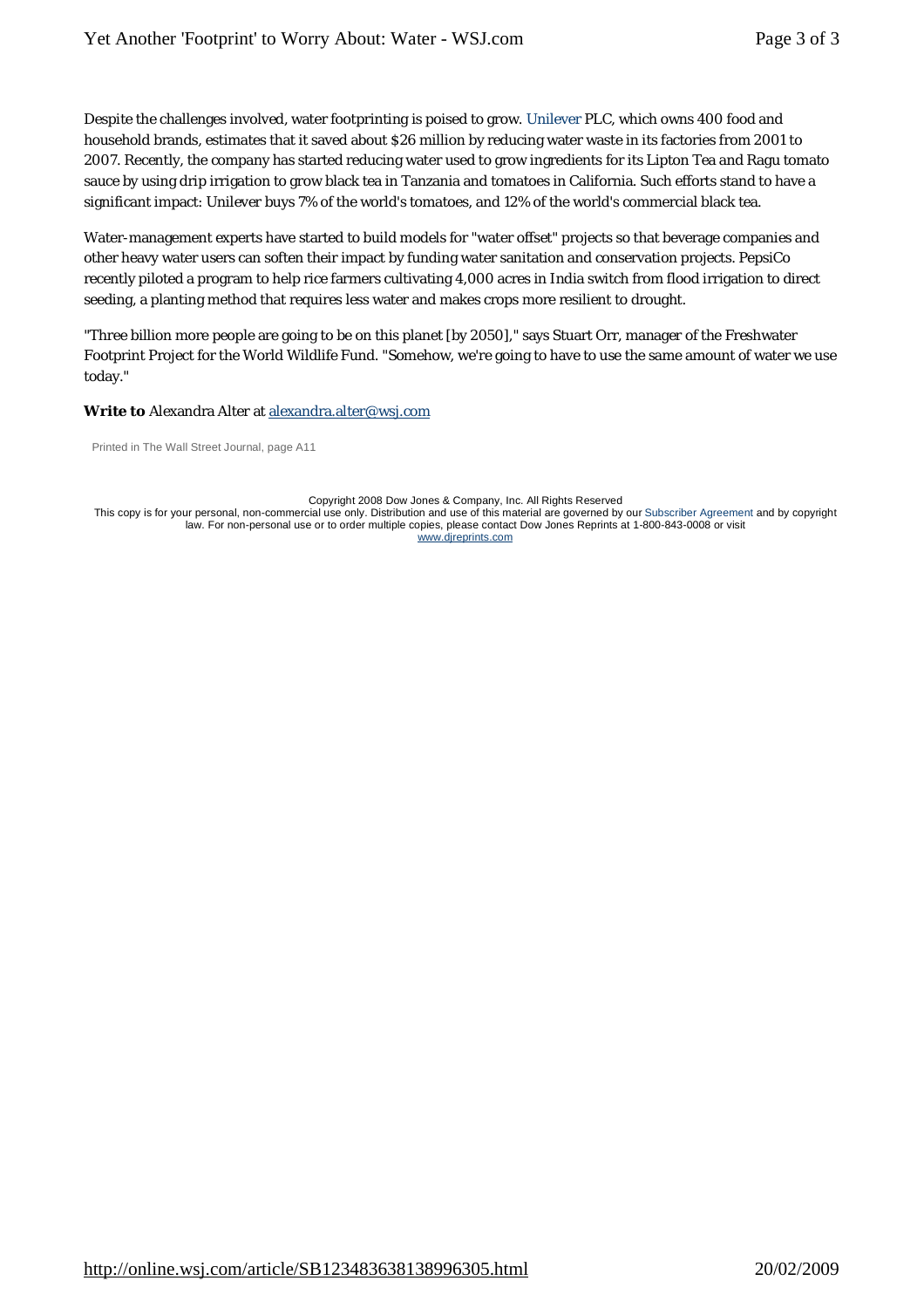Despite the challenges involved, water footprinting is poised to grow. Unilever PLC, which owns 400 food and household brands, estimates that it saved about $26 million by reducing water waste in its factories from 2001 to 2007. Recently, the company has started reducing water used to grow ingredients for its Lipton Tea and Ragu tomato sauce by using drip irrigation to grow black tea in Tanzania and tomatoes in California. Such efforts stand to have a significant impact: Unilever buys 7% of the world's tomatoes, and 12% of the world's commercial black tea.

Water-management experts have started to build models for "water offset" projects so that beverage companies and other heavy water users can soften their impact by funding water sanitation and conservation projects. PepsiCo recently piloted a program to help rice farmers cultivating 4,000 acres in India switch from flood irrigation to direct seeding, a planting method that requires less water and makes crops more resilient to drought.

"Three billion more people are going to be on this planet [by 2050]," says Stuart Orr, manager of the Freshwater Footprint Project for the World Wildlife Fund. "Somehow, we're going to have to use the same amount of water we use today."

**Write to** Alexandra Alter at alexandra.alter@wsj.com

Printed in The Wall Street Journal, page A11

Copyright 2008 Dow Jones & Company, Inc. All Rights Reserved
This copy is for your personal, non-commercial use only. Distribution and use of this material are governed by our Subscriber Agreement and by copyright law. For non-personal use or to order multiple copies, please contact Dow Jones Reprints at 1-800-843-0008 or visit www.djreprints.com